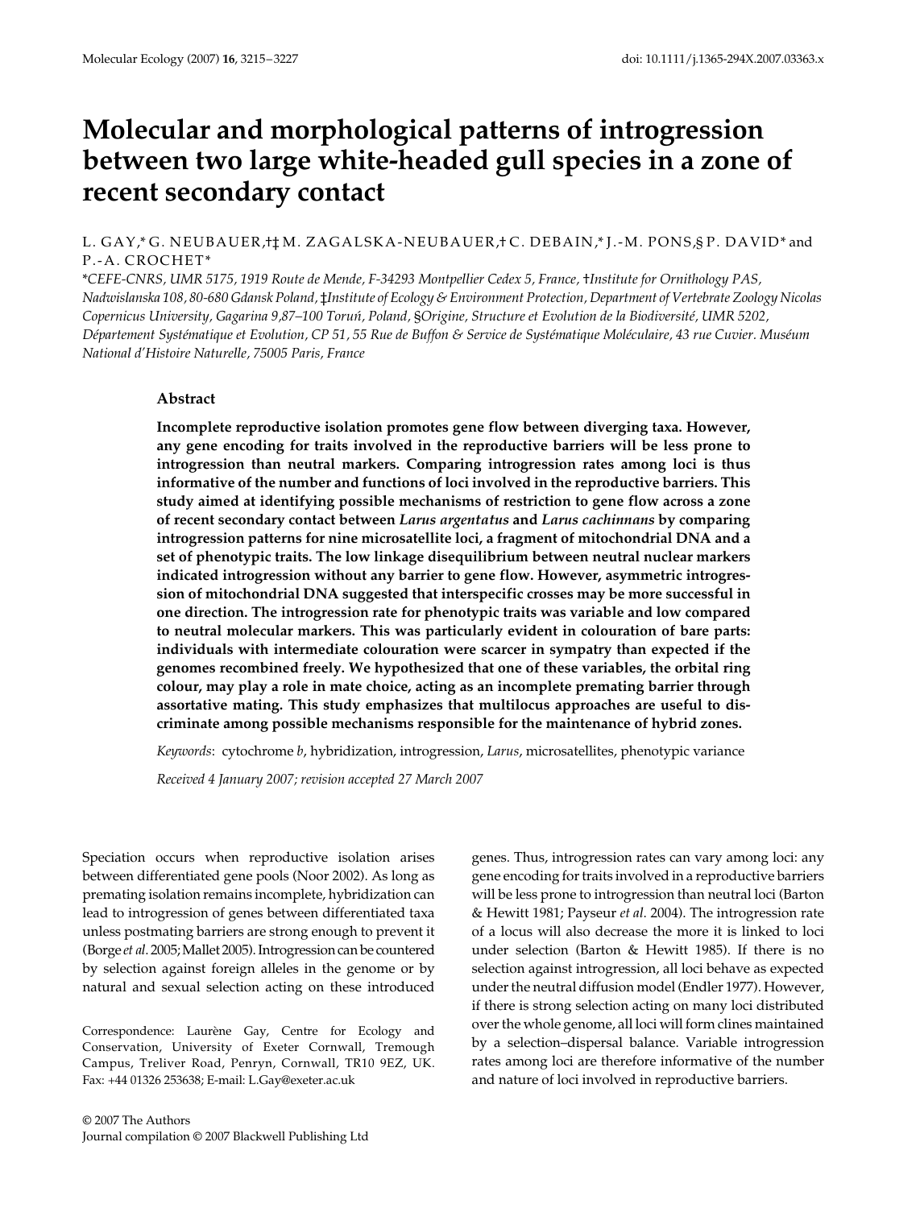# Molecular and morphological patterns of introgression between two large white-headed gull species in a zone of recent secondary contact

L. GAY,* G. NEUBAUER,†‡ M. ZAGALSKA-NEUBAUER,† C. DEBAIN,* J.-M. PONS,§ P. DAVID* and P.-A. CROCHET*

*CEFE-CNRS, UMR 5175, 1919 Route de Mende, F-34293 Montpellier Cedex 5, France, †Institute for Ornithology PAS, Nadwislanska 108, 80-680 Gdansk Poland, ‡Institute of Ecology & Environment Protection, Department of Vertebrate Zoology Nicolas Copernicus University, Gagarina 9,87–100 Toruń, Poland, §Origine, Structure et Evolution de la Biodiversité, UMR 5202, Département Systématique et Evolution, CP 51, 55 Rue de Buffon & Service de Systématique Moléculaire, 43 rue Cuvier. Muséum National d'Histoire Naturelle, 75005 Paris, France

## Abstract

**Incomplete reproductive isolation promotes gene flow between diverging taxa. However, any gene encoding for traits involved in the reproductive barriers will be less prone to introgression than neutral markers. Comparing introgression rates among loci is thus informative of the number and functions of loci involved in the reproductive barriers. This study aimed at identifying possible mechanisms of restriction to gene flow across a zone of recent secondary contact between *Larus argentatus* and *Larus cachinnans* by comparing introgression patterns for nine microsatellite loci, a fragment of mitochondrial DNA and a set of phenotypic traits. The low linkage disequilibrium between neutral nuclear markers indicated introgression without any barrier to gene flow. However, asymmetric introgression of mitochondrial DNA suggested that interspecific crosses may be more successful in one direction. The introgression rate for phenotypic traits was variable and low compared to neutral molecular markers. This was particularly evident in colouration of bare parts: individuals with intermediate colouration were scarcer in sympatry than expected if the genomes recombined freely. We hypothesized that one of these variables, the orbital ring colour, may play a role in mate choice, acting as an incomplete premating barrier through assortative mating. This study emphasizes that multilocus approaches are useful to discriminate among possible mechanisms responsible for the maintenance of hybrid zones.**

*Keywords*: cytochrome *b*, hybridization, introgression, *Larus*, microsatellites, phenotypic variance

*Received 4 January 2007; revision accepted 27 March 2007*

Speciation occurs when reproductive isolation arises between differentiated gene pools (Noor 2002). As long as premating isolation remains incomplete, hybridization can lead to introgression of genes between differentiated taxa unless postmating barriers are strong enough to prevent it (Borge *et al.* 2005; Mallet 2005). Introgression can be countered by selection against foreign alleles in the genome or by natural and sexual selection acting on these introduced genes. Thus, introgression rates can vary among loci: any gene encoding for traits involved in a reproductive barriers will be less prone to introgression than neutral loci (Barton & Hewitt 1981; Payseur *et al.* 2004). The introgression rate of a locus will also decrease the more it is linked to loci under selection (Barton & Hewitt 1985). If there is no selection against introgression, all loci behave as expected under the neutral diffusion model (Endler 1977). However, if there is strong selection acting on many loci distributed over the whole genome, all loci will form clines maintained by a selection–dispersal balance. Variable introgression rates among loci are therefore informative of the number and nature of loci involved in reproductive barriers.

Correspondence: Laurène Gay, Centre for Ecology and Conservation, University of Exeter Cornwall, Tremough Campus, Treliver Road, Penryn, Cornwall, TR10 9EZ, UK. Fax: +44 01326 253638; E-mail: L.Gay@exeter.ac.uk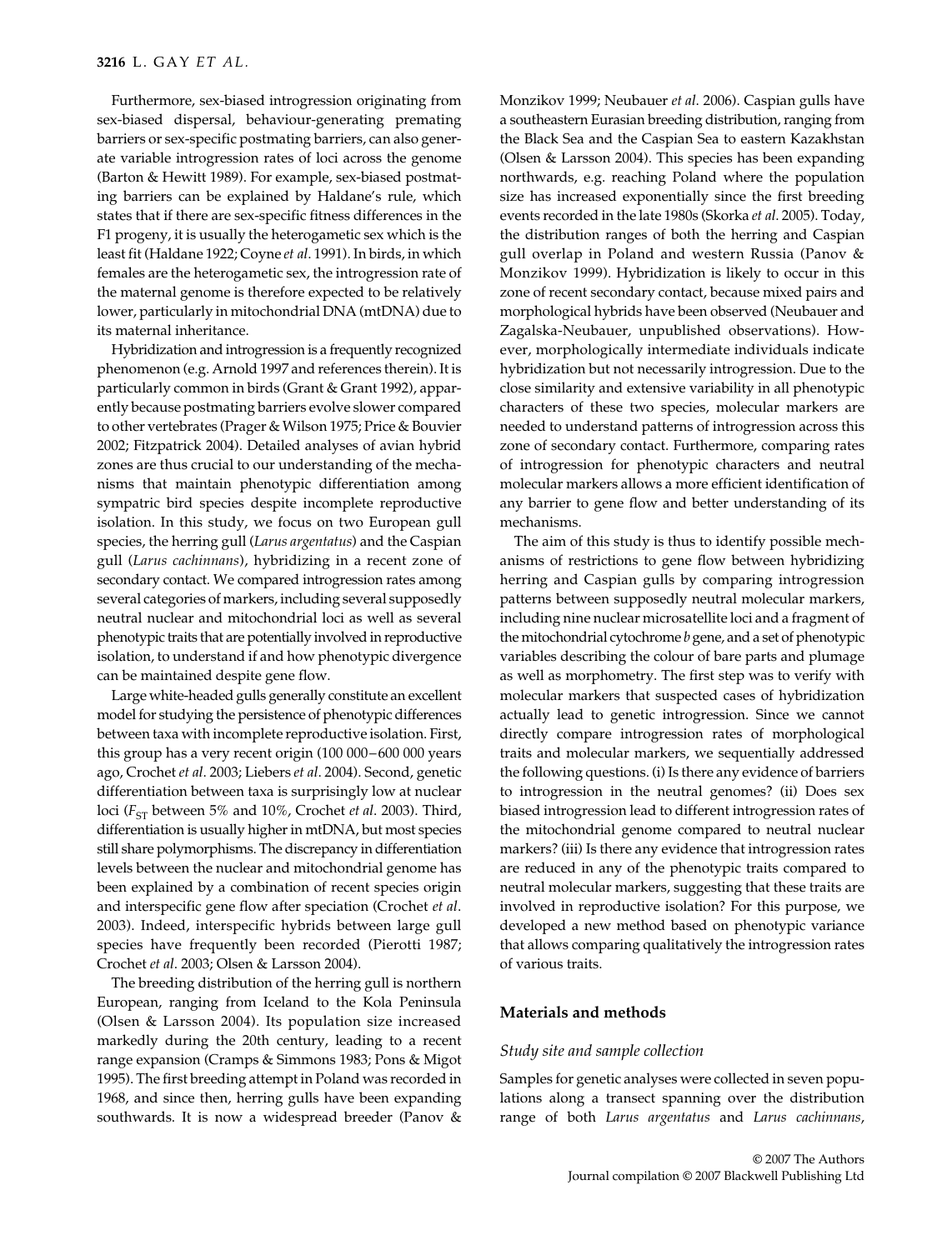Furthermore, sex-biased introgression originating from sex-biased dispersal, behaviour-generating premating barriers or sex-specific postmating barriers, can also generate variable introgression rates of loci across the genome (Barton & Hewitt 1989). For example, sex-biased postmating barriers can be explained by Haldane's rule, which states that if there are sex-specific fitness differences in the F1 progeny, it is usually the heterogametic sex which is the least fit (Haldane 1922; Coyne *et al*. 1991). In birds, in which females are the heterogametic sex, the introgression rate of the maternal genome is therefore expected to be relatively lower, particularly in mitochondrial DNA (mtDNA) due to its maternal inheritance.

Hybridization and introgression is a frequently recognized phenomenon (e.g. Arnold 1997 and references therein). It is particularly common in birds (Grant & Grant 1992), apparently because postmating barriers evolve slower compared to other vertebrates (Prager & Wilson 1975; Price & Bouvier 2002; Fitzpatrick 2004). Detailed analyses of avian hybrid zones are thus crucial to our understanding of the mechanisms that maintain phenotypic differentiation among sympatric bird species despite incomplete reproductive isolation. In this study, we focus on two European gull species, the herring gull (*Larus argentatus*) and the Caspian gull (*Larus cachinnans*), hybridizing in a recent zone of secondary contact. We compared introgression rates among several categories of markers, including several supposedly neutral nuclear and mitochondrial loci as well as several phenotypic traits that are potentially involved in reproductive isolation, to understand if and how phenotypic divergence can be maintained despite gene flow.

Large white-headed gulls generally constitute an excellent model for studying the persistence of phenotypic differences between taxa with incomplete reproductive isolation. First, this group has a very recent origin (100 000–600 000 years ago, Crochet *et al*. 2003; Liebers *et al*. 2004). Second, genetic differentiation between taxa is surprisingly low at nuclear loci ($F_{ST}$ between 5% and 10%, Crochet *et al*. 2003). Third, differentiation is usually higher in mtDNA, but most species still share polymorphisms. The discrepancy in differentiation levels between the nuclear and mitochondrial genome has been explained by a combination of recent species origin and interspecific gene flow after speciation (Crochet *et al*. 2003). Indeed, interspecific hybrids between large gull species have frequently been recorded (Pierotti 1987; Crochet *et al*. 2003; Olsen & Larsson 2004).

The breeding distribution of the herring gull is northern European, ranging from Iceland to the Kola Peninsula (Olsen & Larsson 2004). Its population size increased markedly during the 20th century, leading to a recent range expansion (Cramps & Simmons 1983; Pons & Migot 1995). The first breeding attempt in Poland was recorded in 1968, and since then, herring gulls have been expanding southwards. It is now a widespread breeder (Panov & Monzikov 1999; Neubauer *et al*. 2006). Caspian gulls have a southeastern Eurasian breeding distribution, ranging from the Black Sea and the Caspian Sea to eastern Kazakhstan (Olsen & Larsson 2004). This species has been expanding northwards, e.g. reaching Poland where the population size has increased exponentially since the first breeding events recorded in the late 1980s (Skorka *et al*. 2005). Today, the distribution ranges of both the herring and Caspian gull overlap in Poland and western Russia (Panov & Monzikov 1999). Hybridization is likely to occur in this zone of recent secondary contact, because mixed pairs and morphological hybrids have been observed (Neubauer and Zagalska-Neubauer, unpublished observations). However, morphologically intermediate individuals indicate hybridization but not necessarily introgression. Due to the close similarity and extensive variability in all phenotypic characters of these two species, molecular markers are needed to understand patterns of introgression across this zone of secondary contact. Furthermore, comparing rates of introgression for phenotypic characters and neutral molecular markers allows a more efficient identification of any barrier to gene flow and better understanding of its mechanisms.

The aim of this study is thus to identify possible mechanisms of restrictions to gene flow between hybridizing herring and Caspian gulls by comparing introgression patterns between supposedly neutral molecular markers, including nine nuclear microsatellite loci and a fragment of the mitochondrial cytochrome *b* gene, and a set of phenotypic variables describing the colour of bare parts and plumage as well as morphometry. The first step was to verify with molecular markers that suspected cases of hybridization actually lead to genetic introgression. Since we cannot directly compare introgression rates of morphological traits and molecular markers, we sequentially addressed the following questions. (i) Is there any evidence of barriers to introgression in the neutral genomes? (ii) Does sex biased introgression lead to different introgression rates of the mitochondrial genome compared to neutral nuclear markers? (iii) Is there any evidence that introgression rates are reduced in any of the phenotypic traits compared to neutral molecular markers, suggesting that these traits are involved in reproductive isolation? For this purpose, we developed a new method based on phenotypic variance that allows comparing qualitatively the introgression rates of various traits.

## Materials and methods

### Study site and sample collection

Samples for genetic analyses were collected in seven populations along a transect spanning over the distribution range of both *Larus argentatus* and *Larus cachinnans*,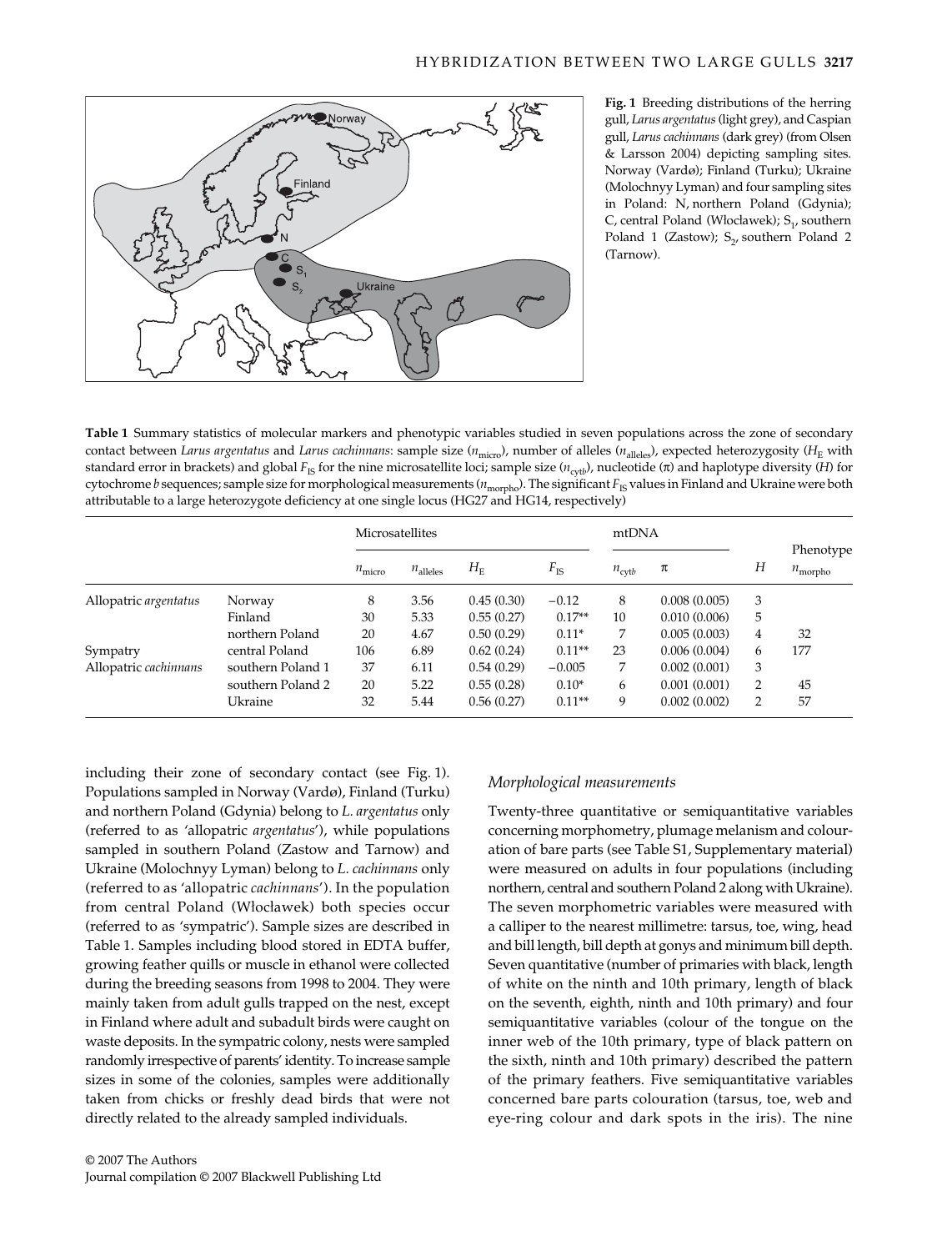**Fig. 1** Breeding distributions of the herring gull, *Larus argentatus* (light grey), and Caspian gull, *Larus cachinnans* (dark grey) (from Olsen & Larsson 2004) depicting sampling sites. Norway (Vardø); Finland (Turku); Ukraine (Molochnyy Lyman) and four sampling sites in Poland: N, northern Poland (Gdynia); C, central Poland (Włocławek); $S_1$, southern Poland 1 (Zastow); $S_2$, southern Poland 2 (Tarnow).

**Table 1** Summary statistics of molecular markers and phenotypic variables studied in seven populations across the zone of secondary contact between *Larus argentatus* and *Larus cachinnans*: sample size ($n_{micro}$), number of alleles ($n_{alleles}$), expected heterozygosity ($H_E$ with standard error in brackets) and global $F_{IS}$ for the nine microsatellite loci; sample size ($n_{cytb}$), nucleotide ($\pi$) and haplotype diversity ($H$) for cytochrome *b* sequences; sample size for morphological measurements ($n_{morpho}$). The significant $F_{IS}$ values in Finland and Ukraine were both attributable to a large heterozygote deficiency at one single locus (HG27 and HG14, respectively)

| | | Microsatellites | | | | mtDNA | | | Phenotype |
|---|---|---|---|---|---|---|---|---|---|
| | | $n_{micro}$ | $n_{alleles}$ | $H_E$ | $F_{IS}$ | $n_{cytb}$ | $\pi$ | $H$ | $n_{morpho}$ |
| Allopatric *argentatus* | Norway | 8 | 3.56 | 0.45 (0.30) | −0.12 | 8 | 0.008 (0.005) | 3 | |
| | Finland | 30 | 5.33 | 0.55 (0.27) | 0.17** | 10 | 0.010 (0.006) | 5 | |
| | northern Poland | 20 | 4.67 | 0.50 (0.29) | 0.11* | 7 | 0.005 (0.003) | 4 | 32 |
| Sympatry | central Poland | 106 | 6.89 | 0.62 (0.24) | 0.11** | 23 | 0.006 (0.004) | 6 | 177 |
| Allopatric *cachinnans* | southern Poland 1 | 37 | 6.11 | 0.54 (0.29) | −0.005 | 7 | 0.002 (0.001) | 3 | |
| | southern Poland 2 | 20 | 5.22 | 0.55 (0.28) | 0.10* | 6 | 0.001 (0.001) | 2 | 45 |
| | Ukraine | 32 | 5.44 | 0.56 (0.27) | 0.11** | 9 | 0.002 (0.002) | 2 | 57 |

including their zone of secondary contact (see Fig. 1). Populations sampled in Norway (Vardø), Finland (Turku) and northern Poland (Gdynia) belong to *L. argentatus* only (referred to as 'allopatric *argentatus*'), while populations sampled in southern Poland (Zastow and Tarnow) and Ukraine (Molochnyy Lyman) belong to *L. cachinnans* only (referred to as 'allopatric *cachinnans*'). In the population from central Poland (Włocławek) both species occur (referred to as 'sympatric'). Sample sizes are described in Table 1. Samples including blood stored in EDTA buffer, growing feather quills or muscle in ethanol were collected during the breeding seasons from 1998 to 2004. They were mainly taken from adult gulls trapped on the nest, except in Finland where adult and subadult birds were caught on waste deposits. In the sympatric colony, nests were sampled randomly irrespective of parents' identity. To increase sample sizes in some of the colonies, samples were additionally taken from chicks or freshly dead birds that were not directly related to the already sampled individuals.

### *Morphological measurements*

Twenty-three quantitative or semiquantitative variables concerning morphometry, plumage melanism and colouration of bare parts (see Table S1, Supplementary material) were measured on adults in four populations (including northern, central and southern Poland 2 along with Ukraine). The seven morphometric variables were measured with a calliper to the nearest millimetre: tarsus, toe, wing, head and bill length, bill depth at gonys and minimum bill depth. Seven quantitative (number of primaries with black, length of white on the ninth and 10th primary, length of black on the seventh, eighth, ninth and 10th primary) and four semiquantitative variables (colour of the tongue on the inner web of the 10th primary, type of black pattern on the sixth, ninth and 10th primary) described the pattern of the primary feathers. Five semiquantitative variables concerned bare parts colouration (tarsus, toe, web and eye-ring colour and dark spots in the iris). The nine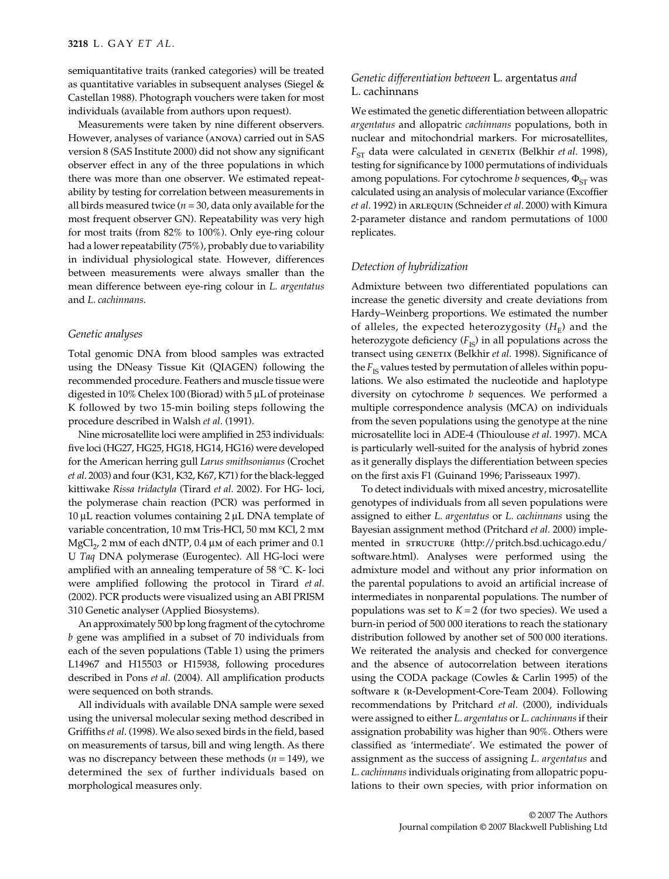semiquantitative traits (ranked categories) will be treated as quantitative variables in subsequent analyses (Siegel & Castellan 1988). Photograph vouchers were taken for most individuals (available from authors upon request).

Measurements were taken by nine different observers. However, analyses of variance (ANOVA) carried out in SAS version 8 (SAS Institute 2000) did not show any significant observer effect in any of the three populations in which there was more than one observer. We estimated repeatability by testing for correlation between measurements in all birds measured twice ($n = 30$, data only available for the most frequent observer GN). Repeatability was very high for most traits (from 82% to 100%). Only eye-ring colour had a lower repeatability (75%), probably due to variability in individual physiological state. However, differences between measurements were always smaller than the mean difference between eye-ring colour in *L. argentatus* and *L. cachinnans*.

### *Genetic analyses*

Total genomic DNA from blood samples was extracted using the DNeasy Tissue Kit (QIAGEN) following the recommended procedure. Feathers and muscle tissue were digested in 10% Chelex 100 (Biorad) with 5 μL of proteinase K followed by two 15-min boiling steps following the procedure described in Walsh *et al*. (1991).

Nine microsatellite loci were amplified in 253 individuals: five loci (HG27, HG25, HG18, HG14, HG16) were developed for the American herring gull *Larus smithsonianus* (Crochet *et al*. 2003) and four (K31, K32, K67, K71) for the black-legged kittiwake *Rissa tridactyla* (Tirard *et al*. 2002). For HG- loci, the polymerase chain reaction (PCR) was performed in 10 μL reaction volumes containing 2 μL DNA template of variable concentration, 10 mM Tris-HCl, 50 mM KCl, 2 mM $MgCl_2$, 2 mM of each dNTP, 0.4 μM of each primer and 0.1 U *Taq* DNA polymerase (Eurogentec). All HG-loci were amplified with an annealing temperature of 58 °C. K- loci were amplified following the protocol in Tirard *et al*. (2002). PCR products were visualized using an ABI PRISM 310 Genetic analyser (Applied Biosystems).

An approximately 500 bp long fragment of the cytochrome *b* gene was amplified in a subset of 70 individuals from each of the seven populations (Table 1) using the primers L14967 and H15503 or H15938, following procedures described in Pons *et al*. (2004). All amplification products were sequenced on both strands.

All individuals with available DNA sample were sexed using the universal molecular sexing method described in Griffiths *et al*. (1998). We also sexed birds in the field, based on measurements of tarsus, bill and wing length. As there was no discrepancy between these methods ($n = 149$), we determined the sex of further individuals based on morphological measures only.

### *Genetic differentiation between* L. argentatus *and* L. cachinnans

We estimated the genetic differentiation between allopatric *argentatus* and allopatric *cachinnans* populations, both in nuclear and mitochondrial markers. For microsatellites, $F_{ST}$ data were calculated in GENETIX (Belkhir *et al*. 1998), testing for significance by 1000 permutations of individuals among populations. For cytochrome *b* sequences, $\Phi_{ST}$ was calculated using an analysis of molecular variance (Excoffier *et al*. 1992) in ARLEQUIN (Schneider *et al*. 2000) with Kimura 2-parameter distance and random permutations of 1000 replicates.

### *Detection of hybridization*

Admixture between two differentiated populations can increase the genetic diversity and create deviations from Hardy–Weinberg proportions. We estimated the number of alleles, the expected heterozygosity ($H_E$) and the heterozygote deficiency ($F_{IS}$) in all populations across the transect using GENETIX (Belkhir *et al*. 1998). Significance of the $F_{IS}$ values tested by permutation of alleles within populations. We also estimated the nucleotide and haplotype diversity on cytochrome *b* sequences. We performed a multiple correspondence analysis (MCA) on individuals from the seven populations using the genotype at the nine microsatellite loci in ADE-4 (Thioulouse *et al*. 1997). MCA is particularly well-suited for the analysis of hybrid zones as it generally displays the differentiation between species on the first axis F1 (Guinand 1996; Parisseaux 1997).

To detect individuals with mixed ancestry, microsatellite genotypes of individuals from all seven populations were assigned to either *L. argentatus* or *L. cachinnans* using the Bayesian assignment method (Pritchard *et al*. 2000) implemented in STRUCTURE (http://pritch.bsd.uchicago.edu/software.html). Analyses were performed using the admixture model and without any prior information on the parental populations to avoid an artificial increase of intermediates in nonparental populations. The number of populations was set to $K = 2$ (for two species). We used a burn-in period of 500 000 iterations to reach the stationary distribution followed by another set of 500 000 iterations. We reiterated the analysis and checked for convergence and the absence of autocorrelation between iterations using the CODA package (Cowles & Carlin 1995) of the software R (R-Development-Core-Team 2004). Following recommendations by Pritchard *et al*. (2000), individuals were assigned to either *L. argentatus* or *L. cachinnans* if their assignation probability was higher than 90%. Others were classified as 'intermediate'. We estimated the power of assignment as the success of assigning *L. argentatus* and *L. cachinnans* individuals originating from allopatric populations to their own species, with prior information on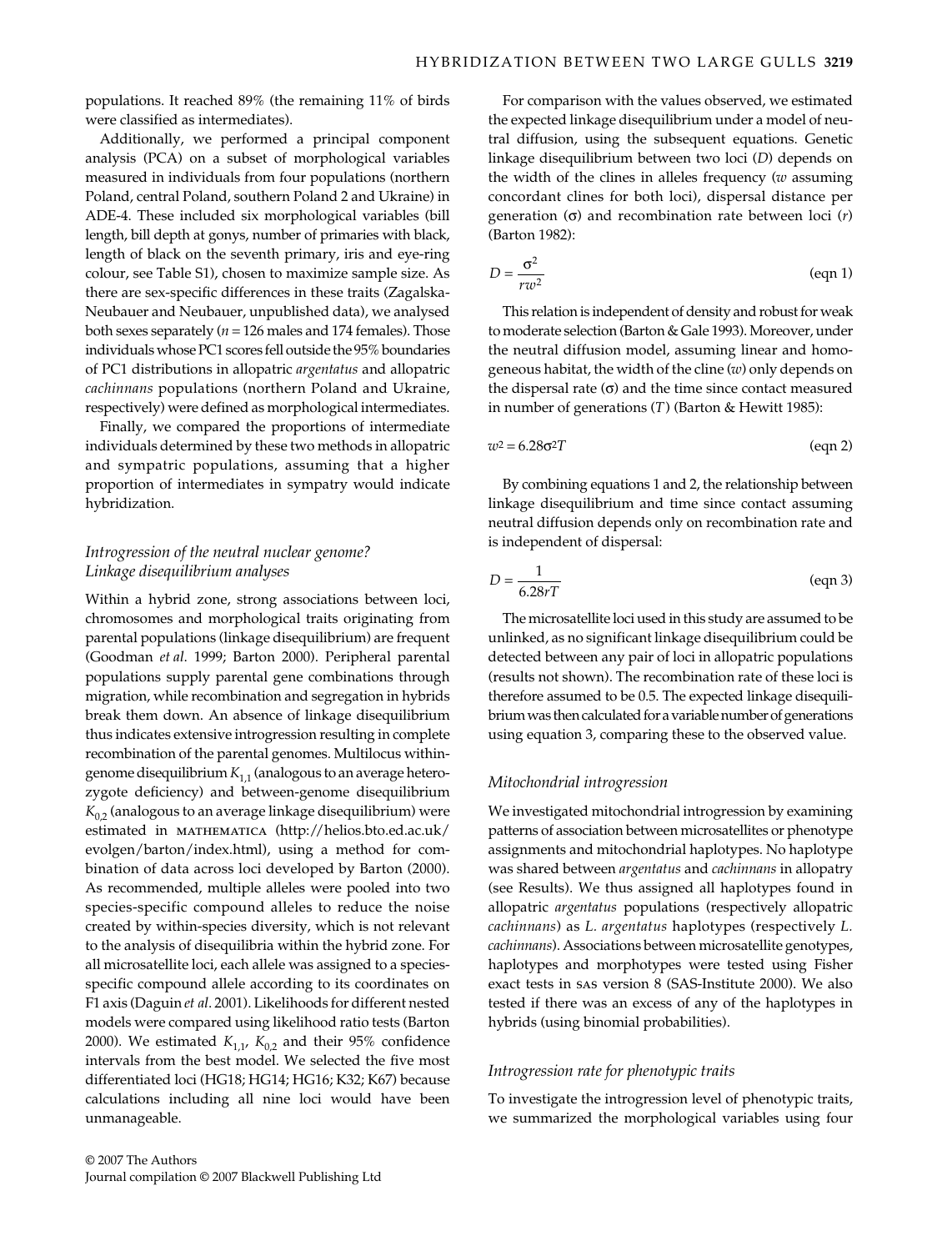populations. It reached 89% (the remaining 11% of birds were classified as intermediates).

Additionally, we performed a principal component analysis (PCA) on a subset of morphological variables measured in individuals from four populations (northern Poland, central Poland, southern Poland 2 and Ukraine) in ADE-4. These included six morphological variables (bill length, bill depth at gonys, number of primaries with black, length of black on the seventh primary, iris and eye-ring colour, see Table S1), chosen to maximize sample size. As there are sex-specific differences in these traits (Zagalska-Neubauer and Neubauer, unpublished data), we analysed both sexes separately ($n = 126$ males and 174 females). Those individuals whose PC1 scores fell outside the 95% boundaries of PC1 distributions in allopatric *argentatus* and allopatric *cachinnans* populations (northern Poland and Ukraine, respectively) were defined as morphological intermediates.

Finally, we compared the proportions of intermediate individuals determined by these two methods in allopatric and sympatric populations, assuming that a higher proportion of intermediates in sympatry would indicate hybridization.

### *Introgression of the neutral nuclear genome? Linkage disequilibrium analyses*

Within a hybrid zone, strong associations between loci, chromosomes and morphological traits originating from parental populations (linkage disequilibrium) are frequent (Goodman *et al.* 1999; Barton 2000). Peripheral parental populations supply parental gene combinations through migration, while recombination and segregation in hybrids break them down. An absence of linkage disequilibrium thus indicates extensive introgression resulting in complete recombination of the parental genomes. Multilocus within-genome disequilibrium $K_{1,1}$ (analogous to an average heterozygote deficiency) and between-genome disequilibrium $K_{0,2}$ (analogous to an average linkage disequilibrium) were estimated in MATHEMATICA (http://helios.bto.ed.ac.uk/evolgen/barton/index.html), using a method for combination of data across loci developed by Barton (2000). As recommended, multiple alleles were pooled into two species-specific compound alleles to reduce the noise created by within-species diversity, which is not relevant to the analysis of disequilibria within the hybrid zone. For all microsatellite loci, each allele was assigned to a species-specific compound allele according to its coordinates on F1 axis (Daguin *et al.* 2001). Likelihoods for different nested models were compared using likelihood ratio tests (Barton 2000). We estimated $K_{1,1}$, $K_{0,2}$ and their 95% confidence intervals from the best model. We selected the five most differentiated loci (HG18; HG14; HG16; K32; K67) because calculations including all nine loci would have been unmanageable.

For comparison with the values observed, we estimated the expected linkage disequilibrium under a model of neutral diffusion, using the subsequent equations. Genetic linkage disequilibrium between two loci ($D$) depends on the width of the clines in alleles frequency ($w$ assuming concordant clines for both loci), dispersal distance per generation ($\sigma$) and recombination rate between loci ($r$) (Barton 1982):

$$D = \frac{\sigma^2}{rw^2} \qquad \text{(eqn 1)}$$

This relation is independent of density and robust for weak to moderate selection (Barton & Gale 1993). Moreover, under the neutral diffusion model, assuming linear and homogeneous habitat, the width of the cline ($w$) only depends on the dispersal rate ($\sigma$) and the time since contact measured in number of generations ($T$) (Barton & Hewitt 1985):

$$w^2 = 6.28\sigma^2 T \qquad \text{(eqn 2)}$$

By combining equations 1 and 2, the relationship between linkage disequilibrium and time since contact assuming neutral diffusion depends only on recombination rate and is independent of dispersal:

$$D = \frac{1}{6.28rT} \qquad \text{(eqn 3)}$$

The microsatellite loci used in this study are assumed to be unlinked, as no significant linkage disequilibrium could be detected between any pair of loci in allopatric populations (results not shown). The recombination rate of these loci is therefore assumed to be 0.5. The expected linkage disequilibrium was then calculated for a variable number of generations using equation 3, comparing these to the observed value.

### *Mitochondrial introgression*

We investigated mitochondrial introgression by examining patterns of association between microsatellites or phenotype assignments and mitochondrial haplotypes. No haplotype was shared between *argentatus* and *cachinnans* in allopatry (see Results). We thus assigned all haplotypes found in allopatric *argentatus* populations (respectively allopatric *cachinnans*) as *L. argentatus* haplotypes (respectively *L. cachinnans*). Associations between microsatellite genotypes, haplotypes and morphotypes were tested using Fisher exact tests in SAS version 8 (SAS-Institute 2000). We also tested if there was an excess of any of the haplotypes in hybrids (using binomial probabilities).

### *Introgression rate for phenotypic traits*

To investigate the introgression level of phenotypic traits, we summarized the morphological variables using four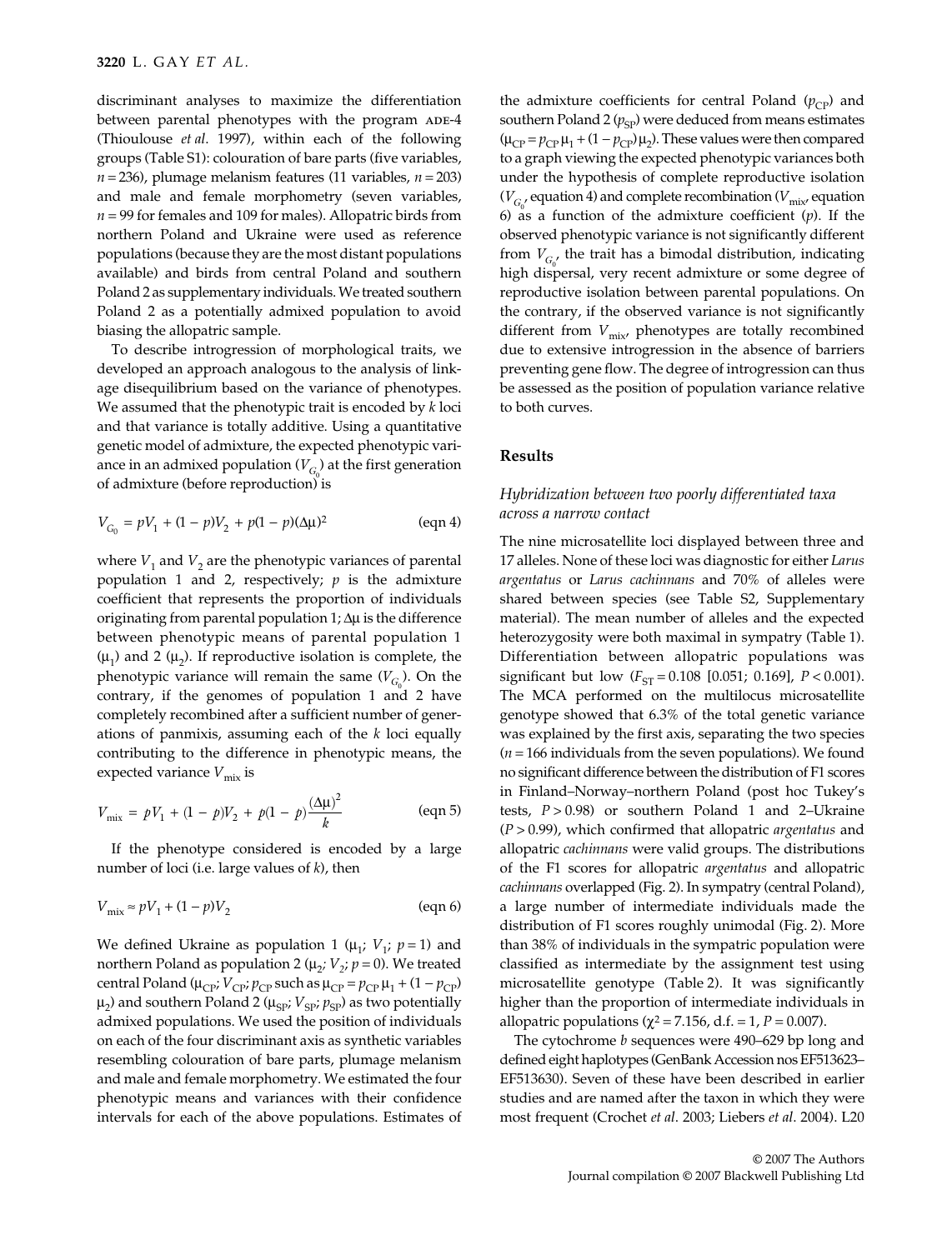discriminant analyses to maximize the differentiation between parental phenotypes with the program ADE-4 (Thioulouse *et al.* 1997), within each of the following groups (Table S1): colouration of bare parts (five variables, $n = 236$), plumage melanism features (11 variables, $n = 203$) and male and female morphometry (seven variables, $n = 99$ for females and 109 for males). Allopatric birds from northern Poland and Ukraine were used as reference populations (because they are the most distant populations available) and birds from central Poland and southern Poland 2 as supplementary individuals. We treated southern Poland 2 as a potentially admixed population to avoid biasing the allopatric sample.

To describe introgression of morphological traits, we developed an approach analogous to the analysis of linkage disequilibrium based on the variance of phenotypes. We assumed that the phenotypic trait is encoded by $k$ loci and that variance is totally additive. Using a quantitative genetic model of admixture, the expected phenotypic variance in an admixed population ($V_{G_0}$) at the first generation of admixture (before reproduction) is

$$V_{G_0} = pV_1 + (1 - p)V_2 + p(1 - p)(\Delta\mu)^2 \qquad \text{(eqn 4)}$$

where $V_1$ and $V_2$ are the phenotypic variances of parental population 1 and 2, respectively; $p$ is the admixture coefficient that represents the proportion of individuals originating from parental population 1; $\Delta\mu$ is the difference between phenotypic means of parental population 1 ($\mu_1$) and 2 ($\mu_2$). If reproductive isolation is complete, the phenotypic variance will remain the same ($V_{G_0}$). On the contrary, if the genomes of population 1 and 2 have completely recombined after a sufficient number of generations of panmixis, assuming each of the $k$ loci equally contributing to the difference in phenotypic means, the expected variance $V_{\text{mix}}$ is

$$V_{\text{mix}} = pV_1 + (1 - p)V_2 + p(1 - p)\frac{(\Delta\mu)^2}{k} \qquad \text{(eqn 5)}$$

If the phenotype considered is encoded by a large number of loci (i.e. large values of $k$), then

$$V_{\text{mix}} \approx pV_1 + (1 - p)V_2 \qquad \text{(eqn 6)}$$

We defined Ukraine as population 1 ($\mu_1$; $V_1$; $p = 1$) and northern Poland as population 2 ($\mu_2$; $V_2$; $p = 0$). We treated central Poland ($\mu_{CP}$; $V_{CP}$; $p_{CP}$ such as $\mu_{CP} = p_{CP}\,\mu_1 + (1 - p_{CP})\,\mu_2$) and southern Poland 2 ($\mu_{SP}$; $V_{SP}$; $p_{SP}$) as two potentially admixed populations. We used the position of individuals on each of the four discriminant axis as synthetic variables resembling colouration of bare parts, plumage melanism and male and female morphometry. We estimated the four phenotypic means and variances with their confidence intervals for each of the above populations. Estimates of the admixture coefficients for central Poland ($p_{CP}$) and southern Poland 2 ($p_{SP}$) were deduced from means estimates ($\mu_{CP} = p_{CP}\,\mu_1 + (1 - p_{CP})\,\mu_2$). These values were then compared to a graph viewing the expected phenotypic variances both under the hypothesis of complete reproductive isolation ($V_{G_0}$, equation 4) and complete recombination ($V_{\text{mix}}$, equation 6) as a function of the admixture coefficient ($p$). If the observed phenotypic variance is not significantly different from $V_{G_0}$, the trait has a bimodal distribution, indicating high dispersal, very recent admixture or some degree of reproductive isolation between parental populations. On the contrary, if the observed variance is not significantly different from $V_{\text{mix}}$, phenotypes are totally recombined due to extensive introgression in the absence of barriers preventing gene flow. The degree of introgression can thus be assessed as the position of population variance relative to both curves.

## Results

### *Hybridization between two poorly differentiated taxa across a narrow contact*

The nine microsatellite loci displayed between three and 17 alleles. None of these loci was diagnostic for either *Larus argentatus* or *Larus cachinnans* and 70% of alleles were shared between species (see Table S2, Supplementary material). The mean number of alleles and the expected heterozygosity were both maximal in sympatry (Table 1). Differentiation between allopatric populations was significant but low ($F_{ST} = 0.108$ [0.051; 0.169], $P < 0.001$). The MCA performed on the multilocus microsatellite genotype showed that 6.3% of the total genetic variance was explained by the first axis, separating the two species ($n = 166$ individuals from the seven populations). We found no significant difference between the distribution of F1 scores in Finland–Norway–northern Poland (post hoc Tukey's tests, $P > 0.98$) or southern Poland 1 and 2–Ukraine ($P > 0.99$), which confirmed that allopatric *argentatus* and allopatric *cachinnans* were valid groups. The distributions of the F1 scores for allopatric *argentatus* and allopatric *cachinnans* overlapped (Fig. 2). In sympatry (central Poland), a large number of intermediate individuals made the distribution of F1 scores roughly unimodal (Fig. 2). More than 38% of individuals in the sympatric population were classified as intermediate by the assignment test using microsatellite genotype (Table 2). It was significantly higher than the proportion of intermediate individuals in allopatric populations ($\chi^2 = 7.156$, d.f. = 1, $P = 0.007$).

The cytochrome *b* sequences were 490–629 bp long and defined eight haplotypes (GenBank Accession nos EF513623–EF513630). Seven of these have been described in earlier studies and are named after the taxon in which they were most frequent (Crochet *et al.* 2003; Liebers *et al.* 2004). L20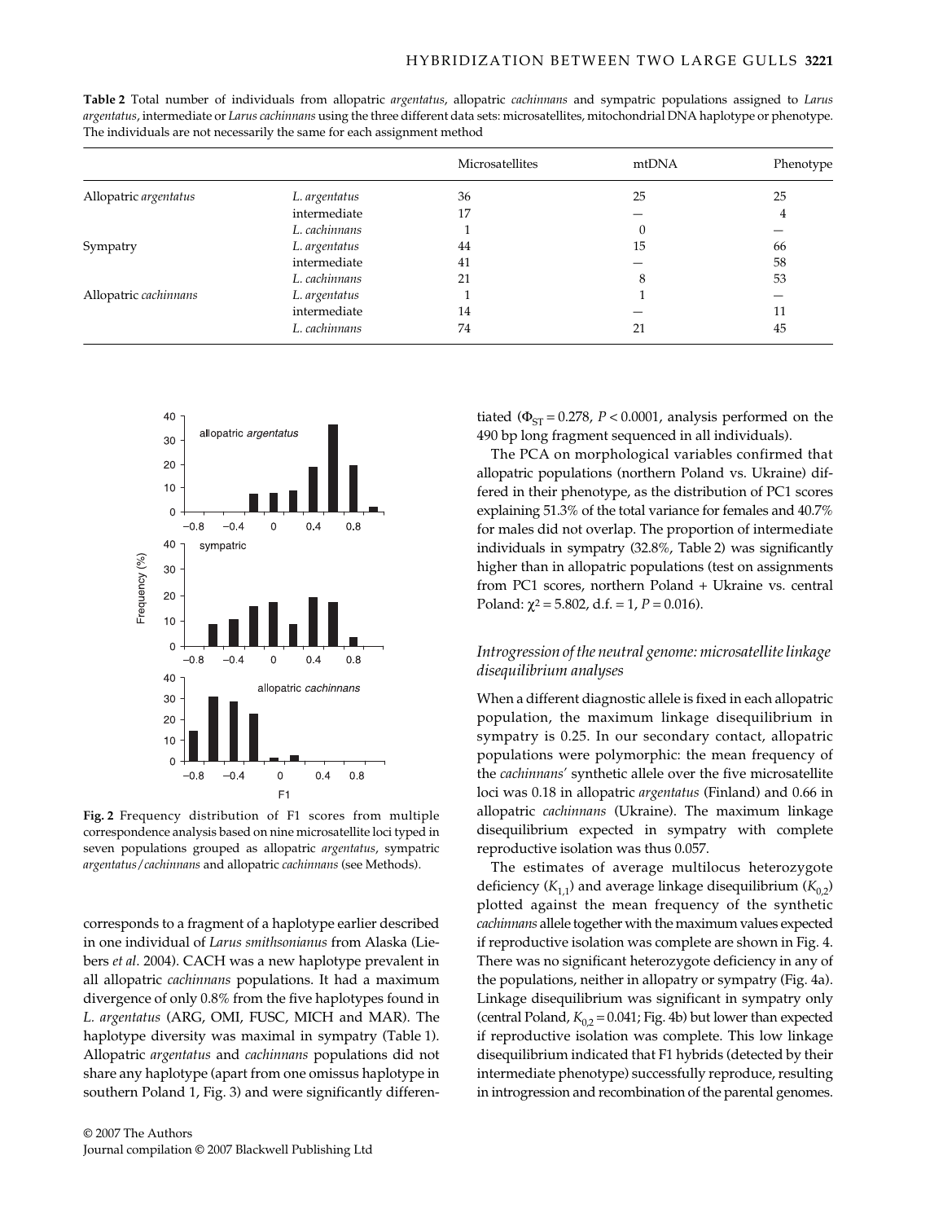**Table 2** Total number of individuals from allopatric *argentatus*, allopatric *cachinnans* and sympatric populations assigned to *Larus argentatus*, intermediate or *Larus cachinnans* using the three different data sets: microsatellites, mitochondrial DNA haplotype or phenotype. The individuals are not necessarily the same for each assignment method

| | | Microsatellites | mtDNA | Phenotype |
|---|---|---|---|---|
| Allopatric *argentatus* | *L. argentatus* | 36 | 25 | 25 |
| | intermediate | 17 | — | 4 |
| | *L. cachinnans* | 1 | 0 | — |
| Sympatry | *L. argentatus* | 44 | 15 | 66 |
| | intermediate | 41 | — | 58 |
| | *L. cachinnans* | 21 | 8 | 53 |
| Allopatric *cachinnans* | *L. argentatus* | 1 | 1 | — |
| | intermediate | 14 | — | 11 |
| | *L. cachinnans* | 74 | 21 | 45 |

**Fig. 2** Frequency distribution of F1 scores from multiple correspondence analysis based on nine microsatellite loci typed in seven populations grouped as allopatric *argentatus*, sympatric *argentatus*/*cachinnans* and allopatric *cachinnans* (see Methods).

corresponds to a fragment of a haplotype earlier described in one individual of *Larus smithsonianus* from Alaska (Liebers *et al*. 2004). CACH was a new haplotype prevalent in all allopatric *cachinnans* populations. It had a maximum divergence of only 0.8% from the five haplotypes found in *L. argentatus* (ARG, OMI, FUSC, MICH and MAR). The haplotype diversity was maximal in sympatry (Table 1). Allopatric *argentatus* and *cachinnans* populations did not share any haplotype (apart from one omissus haplotype in southern Poland 1, Fig. 3) and were significantly differentiated ($\Phi_{ST} = 0.278$, $P < 0.0001$, analysis performed on the 490 bp long fragment sequenced in all individuals).

The PCA on morphological variables confirmed that allopatric populations (northern Poland vs. Ukraine) differed in their phenotype, as the distribution of PC1 scores explaining 51.3% of the total variance for females and 40.7% for males did not overlap. The proportion of intermediate individuals in sympatry (32.8%, Table 2) was significantly higher than in allopatric populations (test on assignments from PC1 scores, northern Poland + Ukraine vs. central Poland: $\chi^2 = 5.802$, d.f. = 1, $P = 0.016$).

### *Introgression of the neutral genome: microsatellite linkage disequilibrium analyses*

When a different diagnostic allele is fixed in each allopatric population, the maximum linkage disequilibrium in sympatry is 0.25. In our secondary contact, allopatric populations were polymorphic: the mean frequency of the *cachinnans'* synthetic allele over the five microsatellite loci was 0.18 in allopatric *argentatus* (Finland) and 0.66 in allopatric *cachinnans* (Ukraine). The maximum linkage disequilibrium expected in sympatry with complete reproductive isolation was thus 0.057.

The estimates of average multilocus heterozygote deficiency ($K_{1,1}$) and average linkage disequilibrium ($K_{0,2}$) plotted against the mean frequency of the synthetic *cachinnans* allele together with the maximum values expected if reproductive isolation was complete are shown in Fig. 4. There was no significant heterozygote deficiency in any of the populations, neither in allopatry or sympatry (Fig. 4a). Linkage disequilibrium was significant in sympatry only (central Poland, $K_{0,2} = 0.041$; Fig. 4b) but lower than expected if reproductive isolation was complete. This low linkage disequilibrium indicated that F1 hybrids (detected by their intermediate phenotype) successfully reproduce, resulting in introgression and recombination of the parental genomes.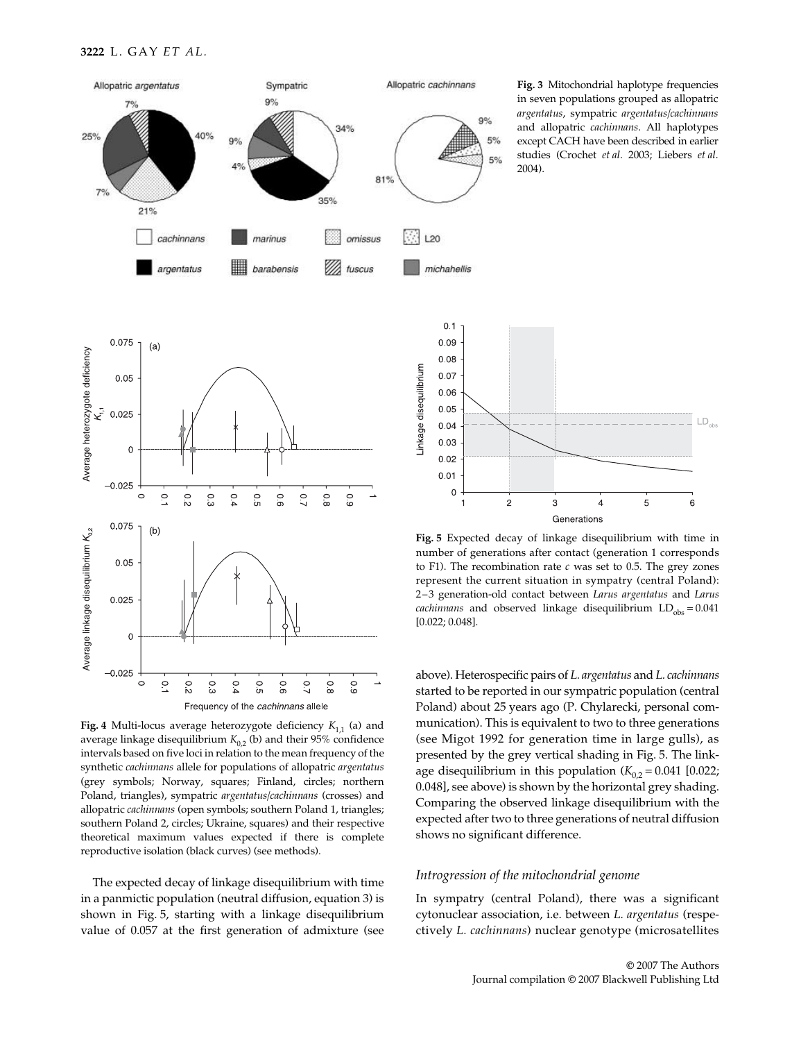**Fig. 3** Mitochondrial haplotype frequencies in seven populations grouped as allopatric *argentatus*, sympatric *argentatus/cachinnans* and allopatric *cachinnans*. All haplotypes except CACH have been described in earlier studies (Crochet *et al*. 2003; Liebers *et al*. 2004).

**Fig. 4** Multi-locus average heterozygote deficiency $K_{1,1}$ (a) and average linkage disequilibrium $K_{0,2}$ (b) and their 95% confidence intervals based on five loci in relation to the mean frequency of the synthetic *cachinnans* allele for populations of allopatric *argentatus* (grey symbols; Norway, squares; Finland, circles; northern Poland, triangles), sympatric *argentatus/cachinnans* (crosses) and allopatric *cachinnans* (open symbols; southern Poland 1, triangles; southern Poland 2, circles; Ukraine, squares) and their respective theoretical maximum values expected if there is complete reproductive isolation (black curves) (see methods).

**Fig. 5** Expected decay of linkage disequilibrium with time in number of generations after contact (generation 1 corresponds to F1). The recombination rate $c$ was set to 0.5. The grey zones represent the current situation in sympatry (central Poland): 2–3 generation-old contact between *Larus argentatus* and *Larus cachinnans* and observed linkage disequilibrium $LD_{obs} = 0.041$ [0.022; 0.048].

The expected decay of linkage disequilibrium with time in a panmictic population (neutral diffusion, equation 3) is shown in Fig. 5, starting with a linkage disequilibrium value of 0.057 at the first generation of admixture (see above). Heterospecific pairs of *L. argentatus* and *L. cachinnans* started to be reported in our sympatric population (central Poland) about 25 years ago (P. Chylarecki, personal communication). This is equivalent to two to three generations (see Migot 1992 for generation time in large gulls), as presented by the grey vertical shading in Fig. 5. The linkage disequilibrium in this population ($K_{0,2} = 0.041$ [0.022; 0.048], see above) is shown by the horizontal grey shading. Comparing the observed linkage disequilibrium with the expected after two to three generations of neutral diffusion shows no significant difference.

### Introgression of the mitochondrial genome

In sympatry (central Poland), there was a significant cytonuclear association, i.e. between *L. argentatus* (respectively *L. cachinnans*) nuclear genotype (microsatellites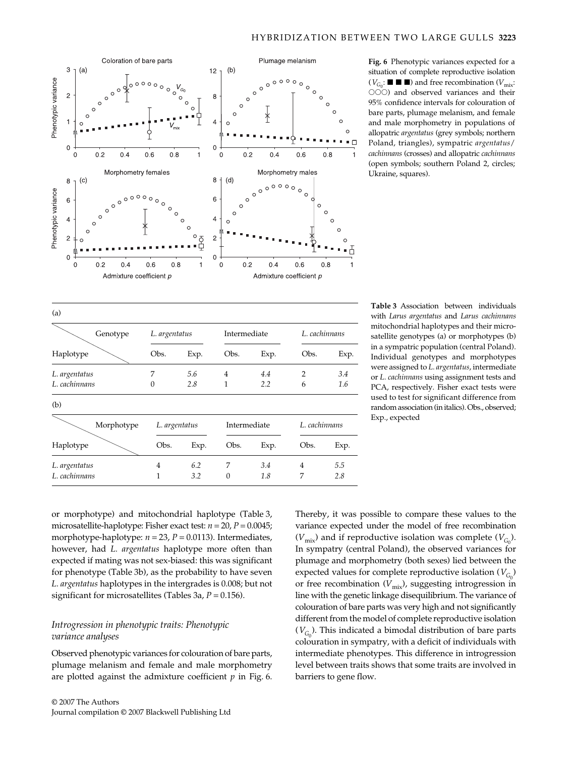**Fig. 6** Phenotypic variances expected for a situation of complete reproductive isolation ($V_{G_0}$: ■ ■ ■) and free recombination ($V_{mix}$: ○○○) and observed variances and their 95% confidence intervals for colouration of bare parts, plumage melanism, and female and male morphometry in populations of allopatric *argentatus* (grey symbols; northern Poland, triangles), sympatric *argentatus*/*cachinnans* (crosses) and allopatric *cachinnans* (open symbols; southern Poland 2, circles; Ukraine, squares).

**Table 3** Association between individuals with *Larus argentatus* and *Larus cachinnans* mitochondrial haplotypes and their microsatellite genotypes (a) or morphotypes (b) in a sympatric population (central Poland). Individual genotypes and morphotypes were assigned to *L. argentatus*, intermediate or *L. cachinnans* using assignment tests and PCA, respectively. Fisher exact tests were used to test for significant difference from random association (in italics). Obs., observed; Exp., expected

(a)

| Haplotype \ Genotype | *L. argentatus* | | Intermediate | | *L. cachinnans* | |
|---|---|---|---|---|---|---|
| | Obs. | Exp. | Obs. | Exp. | Obs. | Exp. |
| *L. argentatus* | 7 | *5.6* | 4 | *4.4* | 2 | *3.4* |
| *L. cachinnans* | 0 | *2.8* | 1 | *2.2* | 6 | *1.6* |

(b)

| Haplotype \ Morphotype | *L. argentatus* | | Intermediate | | *L. cachinnans* | |
|---|---|---|---|---|---|---|
| | Obs. | Exp. | Obs. | Exp. | Obs. | Exp. |
| *L. argentatus* | 4 | *6.2* | 7 | *3.4* | 4 | *5.5* |
| *L. cachinnans* | 1 | *3.2* | 0 | *1.8* | 7 | *2.8* |

or morphotype) and mitochondrial haplotype (Table 3, microsatellite-haplotype: Fisher exact test: $n = 20$, $P = 0.0045$; morphotype-haplotype: $n = 23$, $P = 0.0113$). Intermediates, however, had *L. argentatus* haplotype more often than expected if mating was not sex-biased: this was significant for phenotype (Table 3b), as the probability to have seven *L. argentatus* haplotypes in the intergrades is 0.008; but not significant for microsatellites (Tables 3a, $P = 0.156$).

### Introgression in phenotypic traits: Phenotypic variance analyses

Observed phenotypic variances for colouration of bare parts, plumage melanism and female and male morphometry are plotted against the admixture coefficient $p$ in Fig. 6. Thereby, it was possible to compare these values to the variance expected under the model of free recombination ($V_{mix}$) and if reproductive isolation was complete ($V_{G_0}$). In sympatry (central Poland), the observed variances for plumage and morphometry (both sexes) lied between the expected values for complete reproductive isolation ($V_{G_0}$) or free recombination ($V_{mix}$), suggesting introgression in line with the genetic linkage disequilibrium. The variance of colouration of bare parts was very high and not significantly different from the model of complete reproductive isolation ($V_{G_0}$). This indicated a bimodal distribution of bare parts colouration in sympatry, with a deficit of individuals with intermediate phenotypes. This difference in introgression level between traits shows that some traits are involved in barriers to gene flow.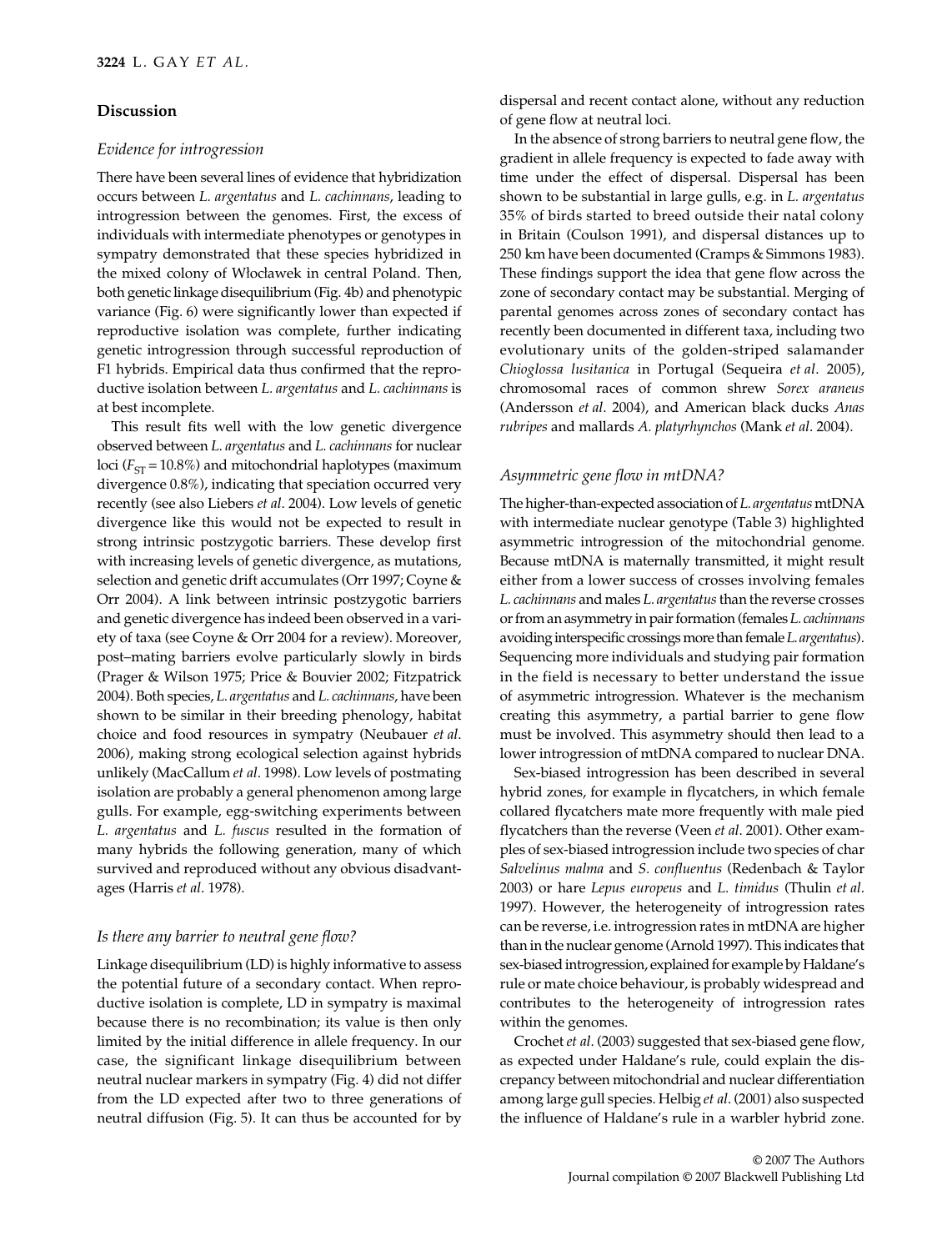## Discussion

### Evidence for introgression

There have been several lines of evidence that hybridization occurs between *L. argentatus* and *L. cachinnans*, leading to introgression between the genomes. First, the excess of individuals with intermediate phenotypes or genotypes in sympatry demonstrated that these species hybridized in the mixed colony of Wloclawek in central Poland. Then, both genetic linkage disequilibrium (Fig. 4b) and phenotypic variance (Fig. 6) were significantly lower than expected if reproductive isolation was complete, further indicating genetic introgression through successful reproduction of F1 hybrids. Empirical data thus confirmed that the reproductive isolation between *L. argentatus* and *L. cachinnans* is at best incomplete.

This result fits well with the low genetic divergence observed between *L. argentatus* and *L. cachinnans* for nuclear loci ($F_{ST}$ = 10.8%) and mitochondrial haplotypes (maximum divergence 0.8%), indicating that speciation occurred very recently (see also Liebers *et al*. 2004). Low levels of genetic divergence like this would not be expected to result in strong intrinsic postzygotic barriers. These develop first with increasing levels of genetic divergence, as mutations, selection and genetic drift accumulates (Orr 1997; Coyne & Orr 2004). A link between intrinsic postzygotic barriers and genetic divergence has indeed been observed in a variety of taxa (see Coyne & Orr 2004 for a review). Moreover, post–mating barriers evolve particularly slowly in birds (Prager & Wilson 1975; Price & Bouvier 2002; Fitzpatrick 2004). Both species, *L. argentatus* and *L. cachinnans*, have been shown to be similar in their breeding phenology, habitat choice and food resources in sympatry (Neubauer *et al*. 2006), making strong ecological selection against hybrids unlikely (MacCallum *et al*. 1998). Low levels of postmating isolation are probably a general phenomenon among large gulls. For example, egg-switching experiments between *L. argentatus* and *L. fuscus* resulted in the formation of many hybrids the following generation, many of which survived and reproduced without any obvious disadvantages (Harris *et al*. 1978).

### Is there any barrier to neutral gene flow?

Linkage disequilibrium (LD) is highly informative to assess the potential future of a secondary contact. When reproductive isolation is complete, LD in sympatry is maximal because there is no recombination; its value is then only limited by the initial difference in allele frequency. In our case, the significant linkage disequilibrium between neutral nuclear markers in sympatry (Fig. 4) did not differ from the LD expected after two to three generations of neutral diffusion (Fig. 5). It can thus be accounted for by dispersal and recent contact alone, without any reduction of gene flow at neutral loci.

In the absence of strong barriers to neutral gene flow, the gradient in allele frequency is expected to fade away with time under the effect of dispersal. Dispersal has been shown to be substantial in large gulls, e.g. in *L. argentatus* 35% of birds started to breed outside their natal colony in Britain (Coulson 1991), and dispersal distances up to 250 km have been documented (Cramps & Simmons 1983). These findings support the idea that gene flow across the zone of secondary contact may be substantial. Merging of parental genomes across zones of secondary contact has recently been documented in different taxa, including two evolutionary units of the golden-striped salamander *Chioglossa lusitanica* in Portugal (Sequeira *et al*. 2005), chromosomal races of common shrew *Sorex araneus* (Andersson *et al*. 2004), and American black ducks *Anas rubripes* and mallards *A. platyrhynchos* (Mank *et al*. 2004).

### Asymmetric gene flow in mtDNA?

The higher-than-expected association of *L. argentatus* mtDNA with intermediate nuclear genotype (Table 3) highlighted asymmetric introgression of the mitochondrial genome. Because mtDNA is maternally transmitted, it might result either from a lower success of crosses involving females *L. cachinnans* and males *L. argentatus* than the reverse crosses or from an asymmetry in pair formation (females *L. cachinnans* avoiding interspecific crossings more than female *L. argentatus*). Sequencing more individuals and studying pair formation in the field is necessary to better understand the issue of asymmetric introgression. Whatever is the mechanism creating this asymmetry, a partial barrier to gene flow must be involved. This asymmetry should then lead to a lower introgression of mtDNA compared to nuclear DNA.

Sex-biased introgression has been described in several hybrid zones, for example in flycatchers, in which female collared flycatchers mate more frequently with male pied flycatchers than the reverse (Veen *et al*. 2001). Other examples of sex-biased introgression include two species of char *Salvelinus malma* and *S. confluentus* (Redenbach & Taylor 2003) or hare *Lepus europeus* and *L. timidus* (Thulin *et al*. 1997). However, the heterogeneity of introgression rates can be reverse, i.e. introgression rates in mtDNA are higher than in the nuclear genome (Arnold 1997). This indicates that sex-biased introgression, explained for example by Haldane's rule or mate choice behaviour, is probably widespread and contributes to the heterogeneity of introgression rates within the genomes.

Crochet *et al*. (2003) suggested that sex-biased gene flow, as expected under Haldane's rule, could explain the discrepancy between mitochondrial and nuclear differentiation among large gull species. Helbig *et al*. (2001) also suspected the influence of Haldane's rule in a warbler hybrid zone.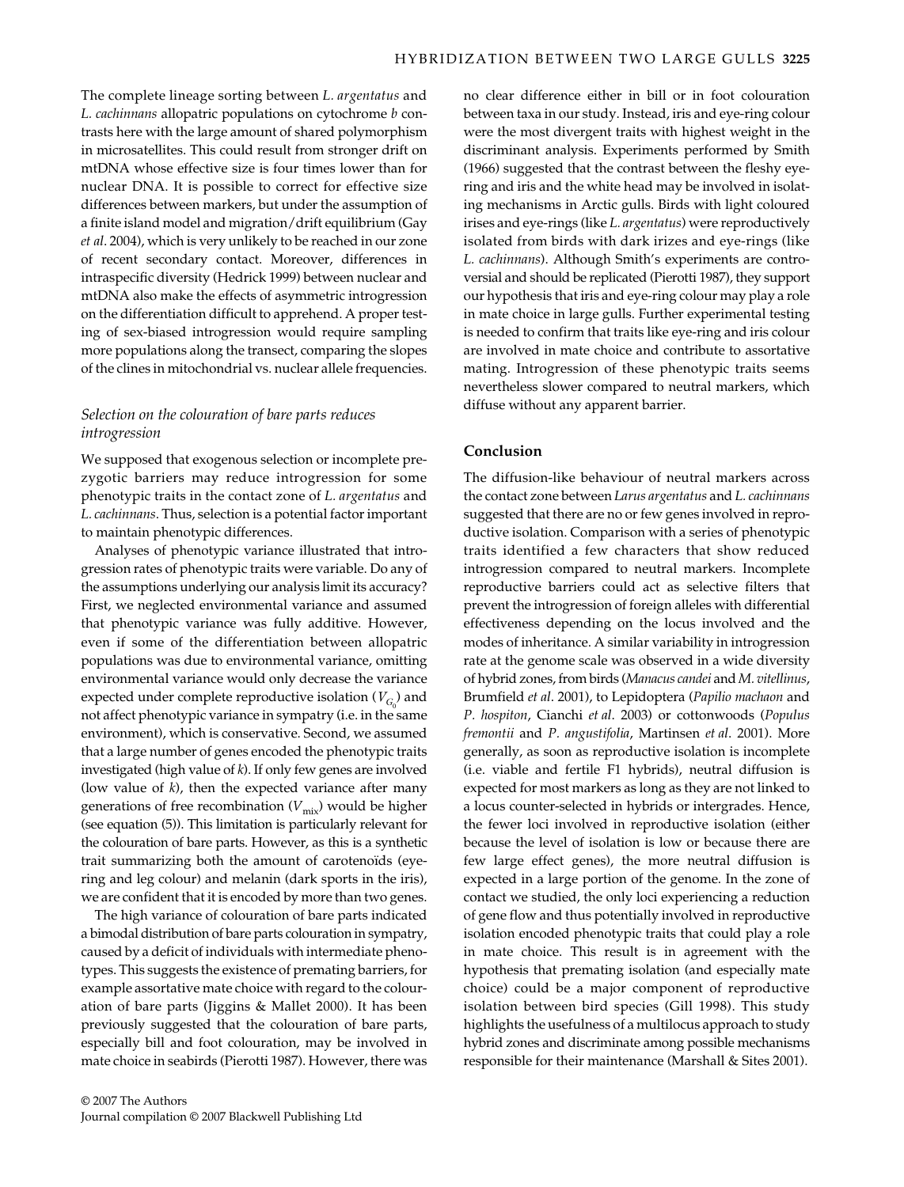The complete lineage sorting between *L. argentatus* and *L. cachinnans* allopatric populations on cytochrome *b* contrasts here with the large amount of shared polymorphism in microsatellites. This could result from stronger drift on mtDNA whose effective size is four times lower than for nuclear DNA. It is possible to correct for effective size differences between markers, but under the assumption of a finite island model and migration/drift equilibrium (Gay *et al*. 2004), which is very unlikely to be reached in our zone of recent secondary contact. Moreover, differences in intraspecific diversity (Hedrick 1999) between nuclear and mtDNA also make the effects of asymmetric introgression on the differentiation difficult to apprehend. A proper testing of sex-biased introgression would require sampling more populations along the transect, comparing the slopes of the clines in mitochondrial vs. nuclear allele frequencies.

### *Selection on the colouration of bare parts reduces introgression*

We supposed that exogenous selection or incomplete prezygotic barriers may reduce introgression for some phenotypic traits in the contact zone of *L. argentatus* and *L. cachinnans*. Thus, selection is a potential factor important to maintain phenotypic differences.

Analyses of phenotypic variance illustrated that introgression rates of phenotypic traits were variable. Do any of the assumptions underlying our analysis limit its accuracy? First, we neglected environmental variance and assumed that phenotypic variance was fully additive. However, even if some of the differentiation between allopatric populations was due to environmental variance, omitting environmental variance would only decrease the variance expected under complete reproductive isolation ($V_{G_0}$) and not affect phenotypic variance in sympatry (i.e. in the same environment), which is conservative. Second, we assumed that a large number of genes encoded the phenotypic traits investigated (high value of *k*). If only few genes are involved (low value of *k*), then the expected variance after many generations of free recombination ($V_{\mathrm{mix}}$) would be higher (see equation (5)). This limitation is particularly relevant for the colouration of bare parts. However, as this is a synthetic trait summarizing both the amount of carotenoïds (eye-ring and leg colour) and melanin (dark sports in the iris), we are confident that it is encoded by more than two genes.

The high variance of colouration of bare parts indicated a bimodal distribution of bare parts colouration in sympatry, caused by a deficit of individuals with intermediate phenotypes. This suggests the existence of premating barriers, for example assortative mate choice with regard to the colouration of bare parts (Jiggins & Mallet 2000). It has been previously suggested that the colouration of bare parts, especially bill and foot colouration, may be involved in mate choice in seabirds (Pierotti 1987). However, there was no clear difference either in bill or in foot colouration between taxa in our study. Instead, iris and eye-ring colour were the most divergent traits with highest weight in the discriminant analysis. Experiments performed by Smith (1966) suggested that the contrast between the fleshy eye-ring and iris and the white head may be involved in isolating mechanisms in Arctic gulls. Birds with light coloured irises and eye-rings (like *L. argentatus*) were reproductively isolated from birds with dark irizes and eye-rings (like *L. cachinnans*). Although Smith's experiments are controversial and should be replicated (Pierotti 1987), they support our hypothesis that iris and eye-ring colour may play a role in mate choice in large gulls. Further experimental testing is needed to confirm that traits like eye-ring and iris colour are involved in mate choice and contribute to assortative mating. Introgression of these phenotypic traits seems nevertheless slower compared to neutral markers, which diffuse without any apparent barrier.

## Conclusion

The diffusion-like behaviour of neutral markers across the contact zone between *Larus argentatus* and *L. cachinnans* suggested that there are no or few genes involved in reproductive isolation. Comparison with a series of phenotypic traits identified a few characters that show reduced introgression compared to neutral markers. Incomplete reproductive barriers could act as selective filters that prevent the introgression of foreign alleles with differential effectiveness depending on the locus involved and the modes of inheritance. A similar variability in introgression rate at the genome scale was observed in a wide diversity of hybrid zones, from birds (*Manacus candei* and *M. vitellinus*, Brumfield *et al*. 2001), to Lepidoptera (*Papilio machaon* and *P. hospiton*, Cianchi *et al*. 2003) or cottonwoods (*Populus fremontii* and *P. angustifolia*, Martinsen *et al*. 2001). More generally, as soon as reproductive isolation is incomplete (i.e. viable and fertile F1 hybrids), neutral diffusion is expected for most markers as long as they are not linked to a locus counter-selected in hybrids or intergrades. Hence, the fewer loci involved in reproductive isolation (either because the level of isolation is low or because there are few large effect genes), the more neutral diffusion is expected in a large portion of the genome. In the zone of contact we studied, the only loci experiencing a reduction of gene flow and thus potentially involved in reproductive isolation encoded phenotypic traits that could play a role in mate choice. This result is in agreement with the hypothesis that premating isolation (and especially mate choice) could be a major component of reproductive isolation between bird species (Gill 1998). This study highlights the usefulness of a multilocus approach to study hybrid zones and discriminate among possible mechanisms responsible for their maintenance (Marshall & Sites 2001).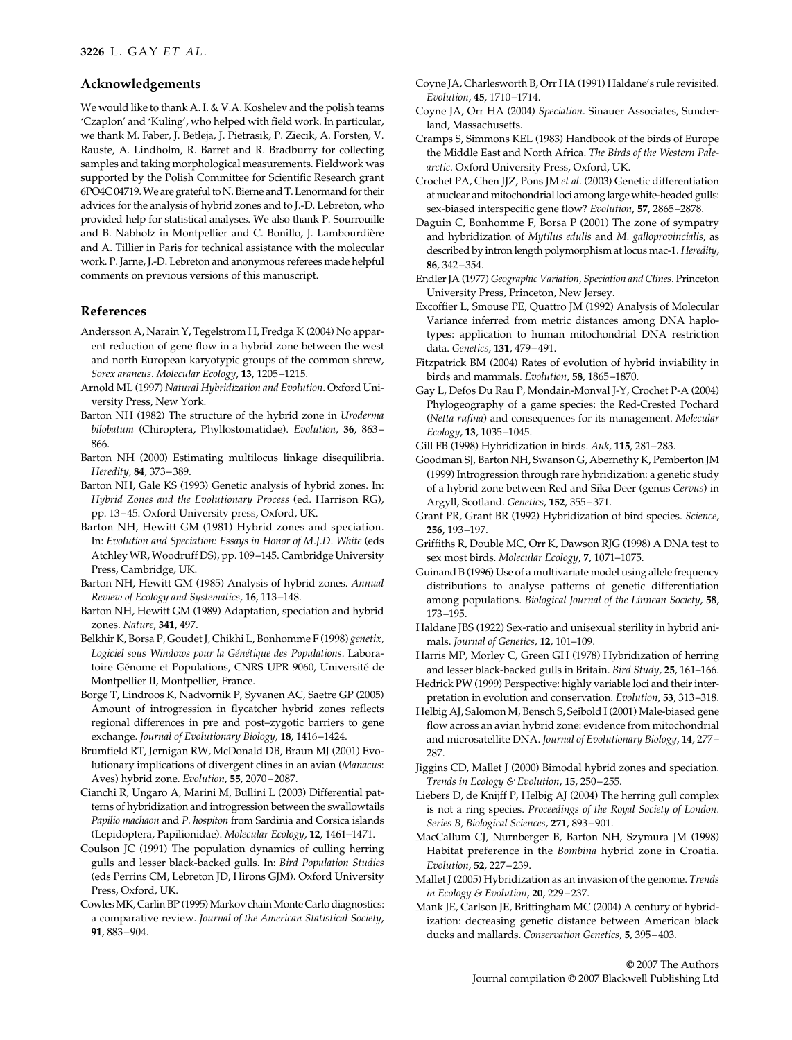## Acknowledgements

We would like to thank A. I. & V.A. Koshelev and the polish teams 'Czaplon' and 'Kuling', who helped with field work. In particular, we thank M. Faber, J. Betleja, J. Pietrasik, P. Ziecik, A. Forsten, V. Rauste, A. Lindholm, R. Barret and R. Bradburry for collecting samples and taking morphological measurements. Fieldwork was supported by the Polish Committee for Scientific Research grant 6PO4C 04719. We are grateful to N. Bierne and T. Lenormand for their advices for the analysis of hybrid zones and to J.-D. Lebreton, who provided help for statistical analyses. We also thank P. Sourrouille and B. Nabholz in Montpellier and C. Bonillo, J. Lambourdière and A. Tillier in Paris for technical assistance with the molecular work. P. Jarne, J.-D. Lebreton and anonymous referees made helpful comments on previous versions of this manuscript.

## References

Andersson A, Narain Y, Tegelstrom H, Fredga K (2004) No apparent reduction of gene flow in a hybrid zone between the west and north European karyotypic groups of the common shrew, *Sorex araneus*. *Molecular Ecology*, **13**, 1205–1215.

Arnold ML (1997) *Natural Hybridization and Evolution*. Oxford University Press, New York.

Barton NH (1982) The structure of the hybrid zone in *Uroderma bilobatum* (Chiroptera, Phyllostomatidae). *Evolution*, **36**, 863–866.

Barton NH (2000) Estimating multilocus linkage disequilibria. *Heredity*, **84**, 373–389.

Barton NH, Gale KS (1993) Genetic analysis of hybrid zones. In: *Hybrid Zones and the Evolutionary Process* (ed. Harrison RG), pp. 13–45. Oxford University press, Oxford, UK.

Barton NH, Hewitt GM (1981) Hybrid zones and speciation. In: *Evolution and Speciation: Essays in Honor of M.J.D. White* (eds Atchley WR, Woodruff DS), pp. 109–145. Cambridge University Press, Cambridge, UK.

Barton NH, Hewitt GM (1985) Analysis of hybrid zones. *Annual Review of Ecology and Systematics*, **16**, 113–148.

Barton NH, Hewitt GM (1989) Adaptation, speciation and hybrid zones. *Nature*, **341**, 497.

Belkhir K, Borsa P, Goudet J, Chikhi L, Bonhomme F (1998) *genetix, Logiciel sous Windows pour la Génétique des Populations*. Laboratoire Génome et Populations, CNRS UPR 9060, Université de Montpellier II, Montpellier, France.

Borge T, Lindroos K, Nadvornik P, Syvanen AC, Saetre GP (2005) Amount of introgression in flycatcher hybrid zones reflects regional differences in pre and post–zygotic barriers to gene exchange. *Journal of Evolutionary Biology*, **18**, 1416–1424.

Brumfield RT, Jernigan RW, McDonald DB, Braun MJ (2001) Evolutionary implications of divergent clines in an avian (*Manacus*: Aves) hybrid zone. *Evolution*, **55**, 2070–2087.

Cianchi R, Ungaro A, Marini M, Bullini L (2003) Differential patterns of hybridization and introgression between the swallowtails *Papilio machaon* and *P. hospiton* from Sardinia and Corsica islands (Lepidoptera, Papilionidae). *Molecular Ecology*, **12**, 1461–1471.

Coulson JC (1991) The population dynamics of culling herring gulls and lesser black-backed gulls. In: *Bird Population Studies* (eds Perrins CM, Lebreton JD, Hirons GJM). Oxford University Press, Oxford, UK.

Cowles MK, Carlin BP (1995) Markov chain Monte Carlo diagnostics: a comparative review. *Journal of the American Statistical Society*, **91**, 883–904.

Coyne JA, Charlesworth B, Orr HA (1991) Haldane's rule revisited. *Evolution*, **45**, 1710–1714.

Coyne JA, Orr HA (2004) *Speciation*. Sinauer Associates, Sunderland, Massachusetts.

Cramps S, Simmons KEL (1983) Handbook of the birds of Europe the Middle East and North Africa. *The Birds of the Western Palearctic*. Oxford University Press, Oxford, UK.

Crochet PA, Chen JJZ, Pons JM *et al*. (2003) Genetic differentiation at nuclear and mitochondrial loci among large white-headed gulls: sex-biased interspecific gene flow? *Evolution*, **57**, 2865–2878.

Daguin C, Bonhomme F, Borsa P (2001) The zone of sympatry and hybridization of *Mytilus edulis* and *M. galloprovincialis*, as described by intron length polymorphism at locus mac-1. *Heredity*, **86**, 342–354.

Endler JA (1977) *Geographic Variation, Speciation and Clines*. Princeton University Press, Princeton, New Jersey.

Excoffier L, Smouse PE, Quattro JM (1992) Analysis of Molecular Variance inferred from metric distances among DNA haplotypes: application to human mitochondrial DNA restriction data. *Genetics*, **131**, 479–491.

Fitzpatrick BM (2004) Rates of evolution of hybrid inviability in birds and mammals. *Evolution*, **58**, 1865–1870.

Gay L, Defos Du Rau P, Mondain-Monval J-Y, Crochet P-A (2004) Phylogeography of a game species: the Red-Crested Pochard (*Netta rufina*) and consequences for its management. *Molecular Ecology*, **13**, 1035–1045.

Gill FB (1998) Hybridization in birds. *Auk*, **115**, 281–283.

Goodman SJ, Barton NH, Swanson G, Abernethy K, Pemberton JM (1999) Introgression through rare hybridization: a genetic study of a hybrid zone between Red and Sika Deer (genus *Cervus*) in Argyll, Scotland. *Genetics*, **152**, 355–371.

Grant PR, Grant BR (1992) Hybridization of bird species. *Science*, **256**, 193–197.

Griffiths R, Double MC, Orr K, Dawson RJG (1998) A DNA test to sex most birds. *Molecular Ecology*, **7**, 1071–1075.

Guinand B (1996) Use of a multivariate model using allele frequency distributions to analyse patterns of genetic differentiation among populations. *Biological Journal of the Linnean Society*, **58**, 173–195.

Haldane JBS (1922) Sex-ratio and unisexual sterility in hybrid animals. *Journal of Genetics*, **12**, 101–109.

Harris MP, Morley C, Green GH (1978) Hybridization of herring and lesser black-backed gulls in Britain. *Bird Study*, **25**, 161–166.

Hedrick PW (1999) Perspective: highly variable loci and their interpretation in evolution and conservation. *Evolution*, **53**, 313–318.

Helbig AJ, Salomon M, Bensch S, Seibold I (2001) Male-biased gene flow across an avian hybrid zone: evidence from mitochondrial and microsatellite DNA. *Journal of Evolutionary Biology*, **14**, 277–287.

Jiggins CD, Mallet J (2000) Bimodal hybrid zones and speciation. *Trends in Ecology & Evolution*, **15**, 250–255.

Liebers D, de Knijff P, Helbig AJ (2004) The herring gull complex is not a ring species. *Proceedings of the Royal Society of London. Series B, Biological Sciences*, **271**, 893–901.

MacCallum CJ, Nurnberger B, Barton NH, Szymura JM (1998) Habitat preference in the *Bombina* hybrid zone in Croatia. *Evolution*, **52**, 227–239.

Mallet J (2005) Hybridization as an invasion of the genome. *Trends in Ecology & Evolution*, **20**, 229–237.

Mank JE, Carlson JE, Brittingham MC (2004) A century of hybridization: decreasing genetic distance between American black ducks and mallards. *Conservation Genetics*, **5**, 395–403.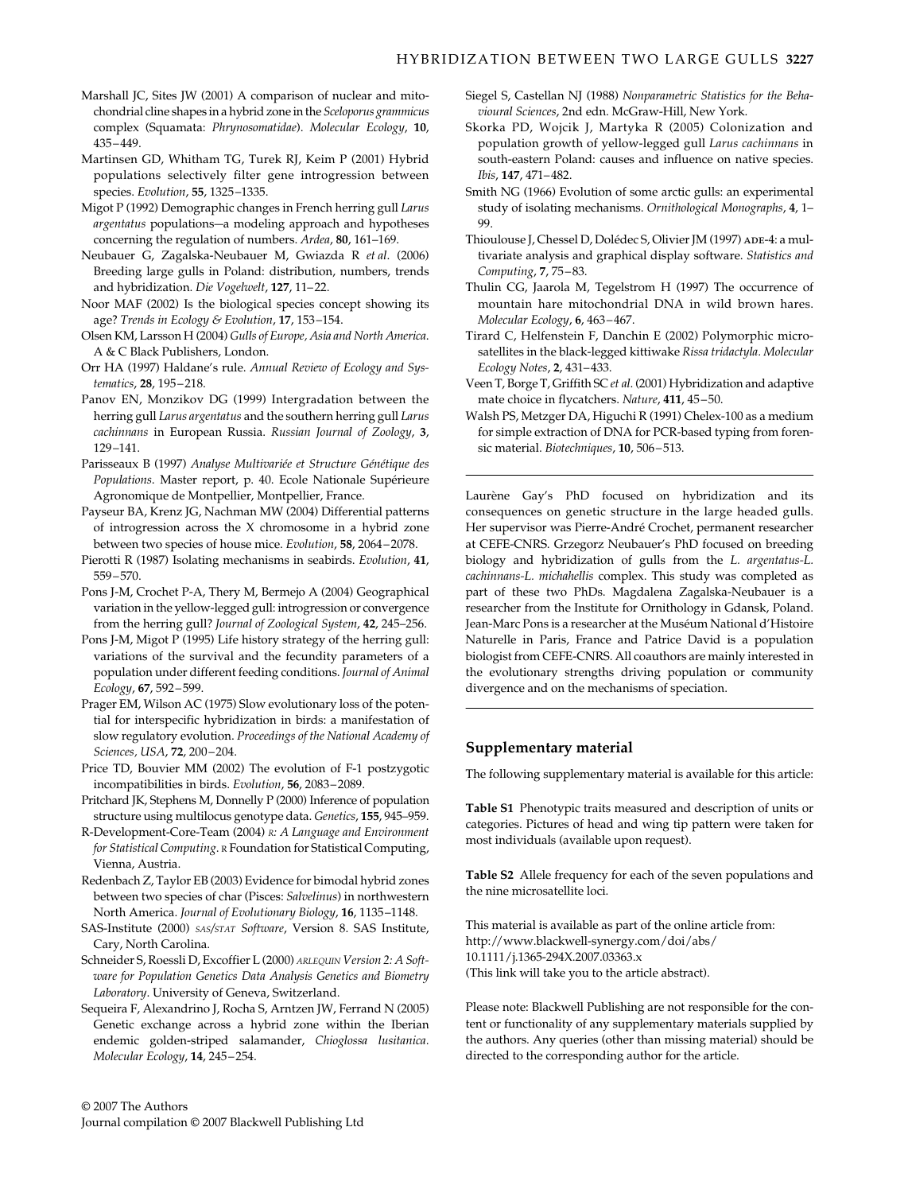Marshall JC, Sites JW (2001) A comparison of nuclear and mitochondrial cline shapes in a hybrid zone in the *Sceloporus grammicus* complex (Squamata: *Phrynosomatidae*). *Molecular Ecology*, **10**, 435–449.

Martinsen GD, Whitham TG, Turek RJ, Keim P (2001) Hybrid populations selectively filter gene introgression between species. *Evolution*, **55**, 1325–1335.

Migot P (1992) Demographic changes in French herring gull *Larus argentatus* populations—a modeling approach and hypotheses concerning the regulation of numbers. *Ardea*, **80**, 161–169.

Neubauer G, Zagalska-Neubauer M, Gwiazda R *et al*. (2006) Breeding large gulls in Poland: distribution, numbers, trends and hybridization. *Die Vogelwelt*, **127**, 11–22.

Noor MAF (2002) Is the biological species concept showing its age? *Trends in Ecology & Evolution*, **17**, 153–154.

Olsen KM, Larsson H (2004) *Gulls of Europe, Asia and North America*. A & C Black Publishers, London.

Orr HA (1997) Haldane's rule. *Annual Review of Ecology and Systematics*, **28**, 195–218.

Panov EN, Monzikov DG (1999) Intergradation between the herring gull *Larus argentatus* and the southern herring gull *Larus cachinnans* in European Russia. *Russian Journal of Zoology*, **3**, 129–141.

Parisseaux B (1997) *Analyse Multivariée et Structure Génétique des Populations*. Master report, p. 40. Ecole Nationale Supérieure Agronomique de Montpellier, Montpellier, France.

Payseur BA, Krenz JG, Nachman MW (2004) Differential patterns of introgression across the X chromosome in a hybrid zone between two species of house mice. *Evolution*, **58**, 2064–2078.

Pierotti R (1987) Isolating mechanisms in seabirds. *Evolution*, **41**, 559–570.

Pons J-M, Crochet P-A, Thery M, Bermejo A (2004) Geographical variation in the yellow-legged gull: introgression or convergence from the herring gull? *Journal of Zoological System*, **42**, 245–256.

Pons J-M, Migot P (1995) Life history strategy of the herring gull: variations of the survival and the fecundity parameters of a population under different feeding conditions. *Journal of Animal Ecology*, **67**, 592–599.

Prager EM, Wilson AC (1975) Slow evolutionary loss of the potential for interspecific hybridization in birds: a manifestation of slow regulatory evolution. *Proceedings of the National Academy of Sciences, USA*, **72**, 200–204.

Price TD, Bouvier MM (2002) The evolution of F-1 postzygotic incompatibilities in birds. *Evolution*, **56**, 2083–2089.

Pritchard JK, Stephens M, Donnelly P (2000) Inference of population structure using multilocus genotype data. *Genetics*, **155**, 945–959.

R-Development-Core-Team (2004) *R: A Language and Environment for Statistical Computing*. R Foundation for Statistical Computing, Vienna, Austria.

Redenbach Z, Taylor EB (2003) Evidence for bimodal hybrid zones between two species of char (Pisces: *Salvelinus*) in northwestern North America. *Journal of Evolutionary Biology*, **16**, 1135–1148.

SAS-Institute (2000) *SAS/STAT Software*, Version 8. SAS Institute, Cary, North Carolina.

Schneider S, Roessli D, Excoffier L (2000) *ARLEQUIN Version 2: A Software for Population Genetics Data Analysis Genetics and Biometry Laboratory*. University of Geneva, Switzerland.

Sequeira F, Alexandrino J, Rocha S, Arntzen JW, Ferrand N (2005) Genetic exchange across a hybrid zone within the Iberian endemic golden-striped salamander, *Chioglossa lusitanica*. *Molecular Ecology*, **14**, 245–254.

Siegel S, Castellan NJ (1988) *Nonparametric Statistics for the Behavioural Sciences*, 2nd edn. McGraw-Hill, New York.

Skorka PD, Wojcik J, Martyka R (2005) Colonization and population growth of yellow-legged gull *Larus cachinnans* in south-eastern Poland: causes and influence on native species. *Ibis*, **147**, 471–482.

Smith NG (1966) Evolution of some arctic gulls: an experimental study of isolating mechanisms. *Ornithological Monographs*, **4**, 1–99.

Thioulouse J, Chessel D, Dolédec S, Olivier JM (1997) ADE-4: a multivariate analysis and graphical display software. *Statistics and Computing*, **7**, 75–83.

Thulin CG, Jaarola M, Tegelstrom H (1997) The occurrence of mountain hare mitochondrial DNA in wild brown hares. *Molecular Ecology*, **6**, 463–467.

Tirard C, Helfenstein F, Danchin E (2002) Polymorphic microsatellites in the black-legged kittiwake *Rissa tridactyla*. *Molecular Ecology Notes*, **2**, 431–433.

Veen T, Borge T, Griffith SC *et al*. (2001) Hybridization and adaptive mate choice in flycatchers. *Nature*, **411**, 45–50.

Walsh PS, Metzger DA, Higuchi R (1991) Chelex-100 as a medium for simple extraction of DNA for PCR-based typing from forensic material. *Biotechniques*, **10**, 506–513.

---

Laurène Gay's PhD focused on hybridization and its consequences on genetic structure in the large headed gulls. Her supervisor was Pierre-André Crochet, permanent researcher at CEFE-CNRS. Grzegorz Neubauer's PhD focused on breeding biology and hybridization of gulls from the *L. argentatus-L. cachinnans-L. michahellis* complex. This study was completed as part of these two PhDs. Magdalena Zagalska-Neubauer is a researcher from the Institute for Ornithology in Gdansk, Poland. Jean-Marc Pons is a researcher at the Muséum National d'Histoire Naturelle in Paris, France and Patrice David is a population biologist from CEFE-CNRS. All coauthors are mainly interested in the evolutionary strengths driving population or community divergence and on the mechanisms of speciation.

---

## Supplementary material

The following supplementary material is available for this article:

**Table S1** Phenotypic traits measured and description of units or categories. Pictures of head and wing tip pattern were taken for most individuals (available upon request).

**Table S2** Allele frequency for each of the seven populations and the nine microsatellite loci.

This material is available as part of the online article from:
http://www.blackwell-synergy.com/doi/abs/10.1111/j.1365-294X.2007.03363.x
(This link will take you to the article abstract).

Please note: Blackwell Publishing are not responsible for the content or functionality of any supplementary materials supplied by the authors. Any queries (other than missing material) should be directed to the corresponding author for the article.